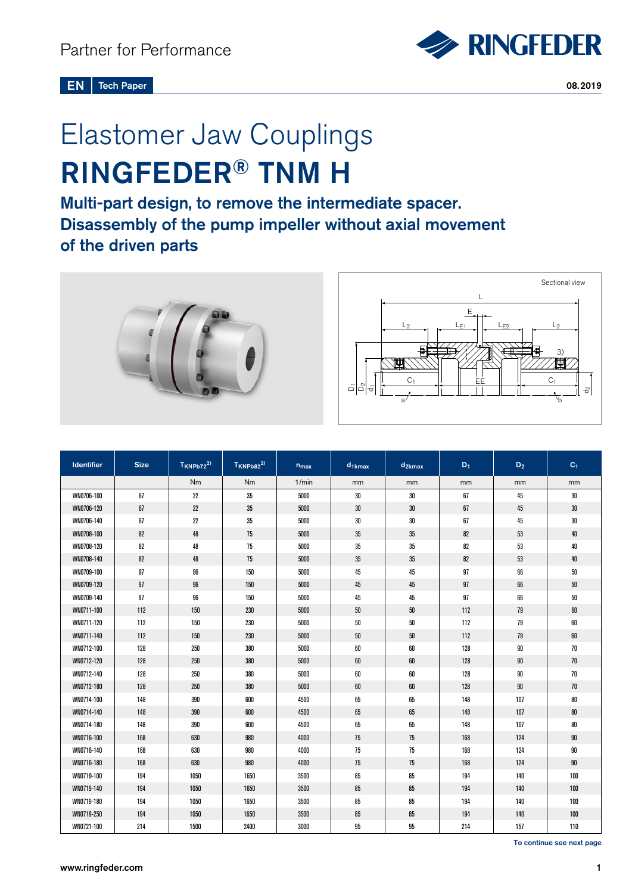Partner for Performance

EN | Tech Paper

08.2019

# Elastomer Jaw Couplings

# RINGFEDER® TNM H

## Multi-part design, to remove the intermediate spacer. Disassembly of the pump impeller without axial movement of the driven parts

Sectional view

| Identifier | Size | $T_{KNPb72}$[2)] | $T_{KNPb82}$[2)] | $n_{max}$ | $d_{1kmax}$ | $d_{2kmax}$ | $D_1$ | $D_2$ | $C_1$ |
|---|---|---|---|---|---|---|---|---|---|
| | | Nm | Nm | 1/min | mm | mm | mm | mm | mm |
| WN0706-100 | 67 | 22 | 35 | 5000 | 30 | 30 | 67 | 45 | 30 |
| WN0706-120 | 67 | 22 | 35 | 5000 | 30 | 30 | 67 | 45 | 30 |
| WN0706-140 | 67 | 22 | 35 | 5000 | 30 | 30 | 67 | 45 | 30 |
| WN0708-100 | 82 | 48 | 75 | 5000 | 35 | 35 | 82 | 53 | 40 |
| WN0708-120 | 82 | 48 | 75 | 5000 | 35 | 35 | 82 | 53 | 40 |
| WN0708-140 | 82 | 48 | 75 | 5000 | 35 | 35 | 82 | 53 | 40 |
| WN0709-100 | 97 | 96 | 150 | 5000 | 45 | 45 | 97 | 66 | 50 |
| WN0709-120 | 97 | 96 | 150 | 5000 | 45 | 45 | 97 | 66 | 50 |
| WN0709-140 | 97 | 96 | 150 | 5000 | 45 | 45 | 97 | 66 | 50 |
| WN0711-100 | 112 | 150 | 230 | 5000 | 50 | 50 | 112 | 79 | 60 |
| WN0711-120 | 112 | 150 | 230 | 5000 | 50 | 50 | 112 | 79 | 60 |
| WN0711-140 | 112 | 150 | 230 | 5000 | 50 | 50 | 112 | 79 | 60 |
| WN0712-100 | 128 | 250 | 380 | 5000 | 60 | 60 | 128 | 90 | 70 |
| WN0712-120 | 128 | 250 | 380 | 5000 | 60 | 60 | 128 | 90 | 70 |
| WN0712-140 | 128 | 250 | 380 | 5000 | 60 | 60 | 128 | 90 | 70 |
| WN0712-180 | 128 | 250 | 380 | 5000 | 60 | 60 | 128 | 90 | 70 |
| WN0714-100 | 148 | 390 | 600 | 4500 | 65 | 65 | 148 | 107 | 80 |
| WN0714-140 | 148 | 390 | 600 | 4500 | 65 | 65 | 148 | 107 | 80 |
| WN0714-180 | 148 | 390 | 600 | 4500 | 65 | 65 | 148 | 107 | 80 |
| WN0716-100 | 168 | 630 | 980 | 4000 | 75 | 75 | 168 | 124 | 90 |
| WN0716-140 | 168 | 630 | 980 | 4000 | 75 | 75 | 168 | 124 | 90 |
| WN0716-180 | 168 | 630 | 980 | 4000 | 75 | 75 | 168 | 124 | 90 |
| WN0719-100 | 194 | 1050 | 1650 | 3500 | 85 | 85 | 194 | 140 | 100 |
| WN0719-140 | 194 | 1050 | 1650 | 3500 | 85 | 85 | 194 | 140 | 100 |
| WN0719-180 | 194 | 1050 | 1650 | 3500 | 85 | 85 | 194 | 140 | 100 |
| WN0719-250 | 194 | 1050 | 1650 | 3500 | 85 | 85 | 194 | 140 | 100 |
| WN0721-100 | 214 | 1500 | 2400 | 3000 | 95 | 95 | 214 | 157 | 110 |

To continue see next page

www.ringfeder.com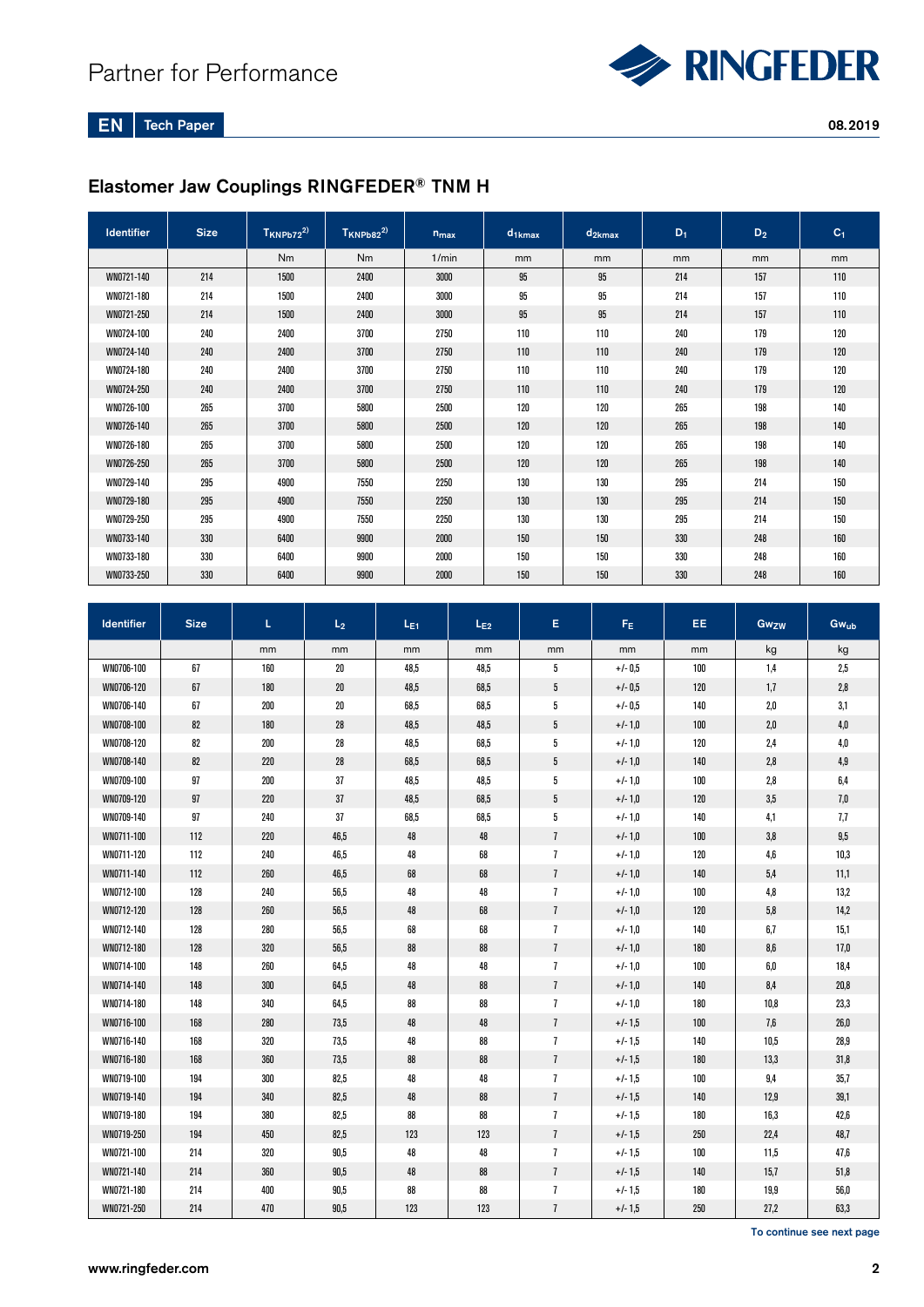## Elastomer Jaw Couplings RINGFEDER® TNM H

| Identifier | Size | $T_{KNPb72}$[2)] | $T_{KNPb82}$[2)] | $n_{max}$ | $d_{1kmax}$ | $d_{2kmax}$ | $D_1$ | $D_2$ | $C_1$ |
|---|---|---|---|---|---|---|---|---|---|
| | | Nm | Nm | 1/min | mm | mm | mm | mm | mm |
| WN0721-140 | 214 | 1500 | 2400 | 3000 | 95 | 95 | 214 | 157 | 110 |
| WN0721-180 | 214 | 1500 | 2400 | 3000 | 95 | 95 | 214 | 157 | 110 |
| WN0721-250 | 214 | 1500 | 2400 | 3000 | 95 | 95 | 214 | 157 | 110 |
| WN0724-100 | 240 | 2400 | 3700 | 2750 | 110 | 110 | 240 | 179 | 120 |
| WN0724-140 | 240 | 2400 | 3700 | 2750 | 110 | 110 | 240 | 179 | 120 |
| WN0724-180 | 240 | 2400 | 3700 | 2750 | 110 | 110 | 240 | 179 | 120 |
| WN0724-250 | 240 | 2400 | 3700 | 2750 | 110 | 110 | 240 | 179 | 120 |
| WN0726-100 | 265 | 3700 | 5800 | 2500 | 120 | 120 | 265 | 198 | 140 |
| WN0726-140 | 265 | 3700 | 5800 | 2500 | 120 | 120 | 265 | 198 | 140 |
| WN0726-180 | 265 | 3700 | 5800 | 2500 | 120 | 120 | 265 | 198 | 140 |
| WN0726-250 | 265 | 3700 | 5800 | 2500 | 120 | 120 | 265 | 198 | 140 |
| WN0729-140 | 295 | 4900 | 7550 | 2250 | 130 | 130 | 295 | 214 | 150 |
| WN0729-180 | 295 | 4900 | 7550 | 2250 | 130 | 130 | 295 | 214 | 150 |
| WN0729-250 | 295 | 4900 | 7550 | 2250 | 130 | 130 | 295 | 214 | 150 |
| WN0733-140 | 330 | 6400 | 9900 | 2000 | 150 | 150 | 330 | 248 | 160 |
| WN0733-180 | 330 | 6400 | 9900 | 2000 | 150 | 150 | 330 | 248 | 160 |
| WN0733-250 | 330 | 6400 | 9900 | 2000 | 150 | 150 | 330 | 248 | 160 |

| Identifier | Size | L | $L_2$ | $L_{E1}$ | $L_{E2}$ | E | $F_E$ | EE | $Gw_{ZW}$ | $Gw_{ub}$ |
|---|---|---|---|---|---|---|---|---|---|---|
| | | mm | mm | mm | mm | mm | mm | mm | kg | kg |
| WN0706-100 | 67 | 160 | 20 | 48,5 | 48,5 | 5 | +/- 0,5 | 100 | 1,4 | 2,5 |
| WN0706-120 | 67 | 180 | 20 | 48,5 | 68,5 | 5 | +/- 0,5 | 120 | 1,7 | 2,8 |
| WN0706-140 | 67 | 200 | 20 | 68,5 | 68,5 | 5 | +/- 0,5 | 140 | 2,0 | 3,1 |
| WN0708-100 | 82 | 180 | 28 | 48,5 | 48,5 | 5 | +/- 1,0 | 100 | 2,0 | 4,0 |
| WN0708-120 | 82 | 200 | 28 | 48,5 | 68,5 | 5 | +/- 1,0 | 120 | 2,4 | 4,0 |
| WN0708-140 | 82 | 220 | 28 | 68,5 | 68,5 | 5 | +/- 1,0 | 140 | 2,8 | 4,9 |
| WN0709-100 | 97 | 200 | 37 | 48,5 | 48,5 | 5 | +/- 1,0 | 100 | 2,8 | 6,4 |
| WN0709-120 | 97 | 220 | 37 | 48,5 | 68,5 | 5 | +/- 1,0 | 120 | 3,5 | 7,0 |
| WN0709-140 | 97 | 240 | 37 | 68,5 | 68,5 | 5 | +/- 1,0 | 140 | 4,1 | 7,7 |
| WN0711-100 | 112 | 220 | 46,5 | 48 | 48 | 7 | +/- 1,0 | 100 | 3,8 | 9,5 |
| WN0711-120 | 112 | 240 | 46,5 | 48 | 68 | 7 | +/- 1,0 | 120 | 4,6 | 10,3 |
| WN0711-140 | 112 | 260 | 46,5 | 68 | 68 | 7 | +/- 1,0 | 140 | 5,4 | 11,1 |
| WN0712-100 | 128 | 240 | 56,5 | 48 | 48 | 7 | +/- 1,0 | 100 | 4,8 | 13,2 |
| WN0712-120 | 128 | 260 | 56,5 | 48 | 68 | 7 | +/- 1,0 | 120 | 5,8 | 14,2 |
| WN0712-140 | 128 | 280 | 56,5 | 68 | 68 | 7 | +/- 1,0 | 140 | 6,7 | 15,1 |
| WN0712-180 | 128 | 320 | 56,5 | 88 | 88 | 7 | +/- 1,0 | 180 | 8,6 | 17,0 |
| WN0714-100 | 148 | 260 | 64,5 | 48 | 48 | 7 | +/- 1,0 | 100 | 6,0 | 18,4 |
| WN0714-140 | 148 | 300 | 64,5 | 48 | 88 | 7 | +/- 1,0 | 140 | 8,4 | 20,8 |
| WN0714-180 | 148 | 340 | 64,5 | 88 | 88 | 7 | +/- 1,0 | 180 | 10,8 | 23,3 |
| WN0716-100 | 168 | 280 | 73,5 | 48 | 48 | 7 | +/- 1,5 | 100 | 7,6 | 26,0 |
| WN0716-140 | 168 | 320 | 73,5 | 48 | 88 | 7 | +/- 1,5 | 140 | 10,5 | 28,9 |
| WN0716-180 | 168 | 360 | 73,5 | 88 | 88 | 7 | +/- 1,5 | 180 | 13,3 | 31,8 |
| WN0719-100 | 194 | 300 | 82,5 | 48 | 48 | 7 | +/- 1,5 | 100 | 9,4 | 35,7 |
| WN0719-140 | 194 | 340 | 82,5 | 48 | 88 | 7 | +/- 1,5 | 140 | 12,9 | 39,1 |
| WN0719-180 | 194 | 380 | 82,5 | 88 | 88 | 7 | +/- 1,5 | 180 | 16,3 | 42,6 |
| WN0719-250 | 194 | 450 | 82,5 | 123 | 123 | 7 | +/- 1,5 | 250 | 22,4 | 48,7 |
| WN0721-100 | 214 | 320 | 90,5 | 48 | 48 | 7 | +/- 1,5 | 100 | 11,5 | 47,6 |
| WN0721-140 | 214 | 360 | 90,5 | 48 | 88 | 7 | +/- 1,5 | 140 | 15,7 | 51,8 |
| WN0721-180 | 214 | 400 | 90,5 | 88 | 88 | 7 | +/- 1,5 | 180 | 19,9 | 56,0 |
| WN0721-250 | 214 | 470 | 90,5 | 123 | 123 | 7 | +/- 1,5 | 250 | 27,2 | 63,3 |

**To continue see next page**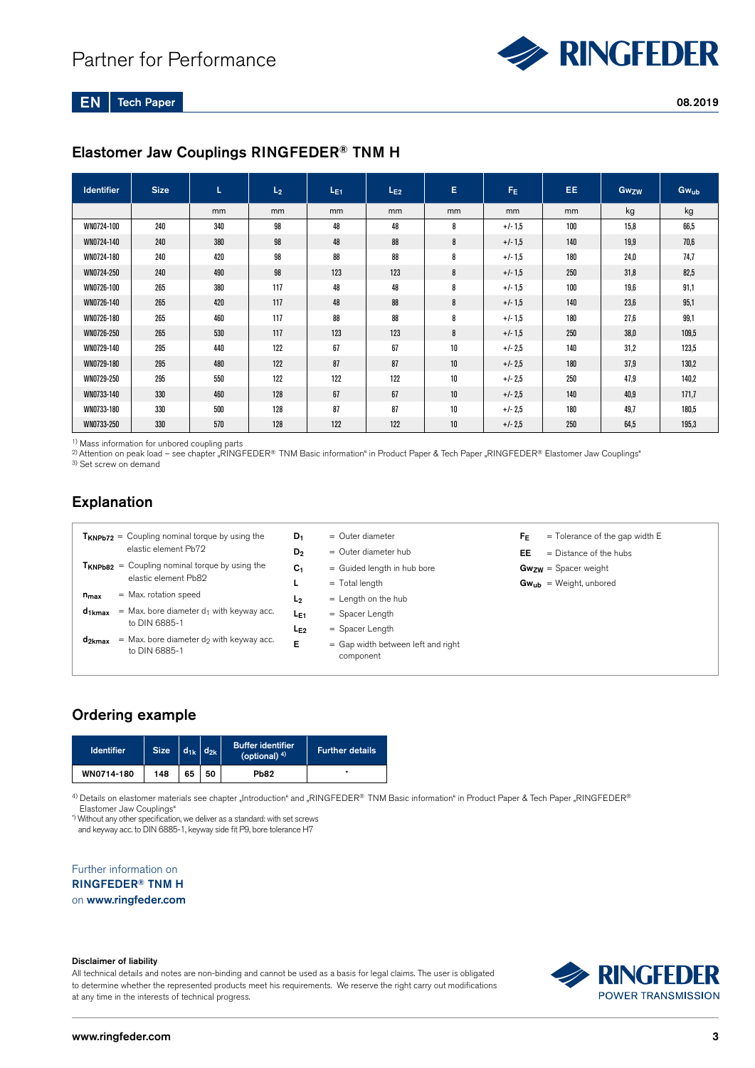Partner for Performance

EN Tech Paper

08.2019

## Elastomer Jaw Couplings RINGFEDER® TNM H

| Identifier | Size | L | $L_2$ | $L_{E1}$ | $L_{E2}$ | E | $F_E$ | EE | $Gw_{ZW}$ | $Gw_{ub}$ |
|---|---|---|---|---|---|---|---|---|---|---|
| | | mm | mm | mm | mm | mm | mm | mm | kg | kg |
| WN0724-100 | 240 | 340 | 98 | 48 | 48 | 8 | +/- 1,5 | 100 | 15,8 | 66,5 |
| WN0724-140 | 240 | 380 | 98 | 48 | 88 | 8 | +/- 1,5 | 140 | 19,9 | 70,6 |
| WN0724-180 | 240 | 420 | 98 | 88 | 88 | 8 | +/- 1,5 | 180 | 24,0 | 74,7 |
| WN0724-250 | 240 | 490 | 98 | 123 | 123 | 8 | +/- 1,5 | 250 | 31,8 | 82,5 |
| WN0726-100 | 265 | 380 | 117 | 48 | 48 | 8 | +/- 1,5 | 100 | 19,6 | 91,1 |
| WN0726-140 | 265 | 420 | 117 | 48 | 88 | 8 | +/- 1,5 | 140 | 23,6 | 95,1 |
| WN0726-180 | 265 | 460 | 117 | 88 | 88 | 8 | +/- 1,5 | 180 | 27,6 | 99,1 |
| WN0726-250 | 265 | 530 | 117 | 123 | 123 | 8 | +/- 1,5 | 250 | 38,0 | 109,5 |
| WN0729-140 | 295 | 440 | 122 | 67 | 67 | 10 | +/- 2,5 | 140 | 31,2 | 123,5 |
| WN0729-180 | 295 | 480 | 122 | 87 | 87 | 10 | +/- 2,5 | 180 | 37,9 | 130,2 |
| WN0729-250 | 295 | 550 | 122 | 122 | 122 | 10 | +/- 2,5 | 250 | 47,9 | 140,2 |
| WN0733-140 | 330 | 460 | 128 | 67 | 67 | 10 | +/- 2,5 | 140 | 40,9 | 171,7 |
| WN0733-180 | 330 | 500 | 128 | 87 | 87 | 10 | +/- 2,5 | 180 | 49,7 | 180,5 |
| WN0733-250 | 330 | 570 | 128 | 122 | 122 | 10 | +/- 2,5 | 250 | 64,5 | 195,3 |

1) Mass information for unbored coupling parts
2) Attention on peak load – see chapter „RINGFEDER® TNM Basic information" in Product Paper & Tech Paper „RINGFEDER® Elastomer Jaw Couplings"
3) Set screw on demand

## Explanation

- $T_{KNPb72}$ = Coupling nominal torque by using the elastic element Pb72
- $T_{KNPb82}$ = Coupling nominal torque by using the elastic element Pb82
- $n_{max}$ = Max. rotation speed
- $d_{1kmax}$ = Max. bore diameter $d_1$ with keyway acc. to DIN 6885-1
- $d_{2kmax}$ = Max. bore diameter $d_2$ with keyway acc. to DIN 6885-1
- $D_1$ = Outer diameter
- $D_2$ = Outer diameter hub
- $C_1$ = Guided length in hub bore
- $L$ = Total length
- $L_2$ = Length on the hub
- $L_{E1}$ = Spacer Length
- $L_{E2}$ = Spacer Length
- $E$ = Gap width between left and right component
- $F_E$ = Tolerance of the gap width E
- $EE$ = Distance of the hubs
- $Gw_{ZW}$ = Spacer weight
- $Gw_{ub}$ = Weight, unbored

## Ordering example

| Identifier | Size | $d_{1k}$ | $d_{2k}$ | Buffer identifier (optional) 4) | Further details |
|---|---|---|---|---|---|
| WN0714-180 | 148 | 65 | 50 | Pb82 | * |

4) Details on elastomer materials see chapter „Introduction" and „RINGFEDER® TNM Basic information" in Product Paper & Tech Paper „RINGFEDER® Elastomer Jaw Couplings"
*) Without any other specification, we deliver as a standard: with set screws and keyway acc. to DIN 6885-1, keyway side fit P9, bore tolerance H7

Further information on
**RINGFEDER® TNM H**
on **www.ringfeder.com**

**Disclaimer of liability**
All technical details and notes are non-binding and cannot be used as a basis for legal claims. The user is obligated to determine whether the represented products meet his requirements. We reserve the right carry out modifications at any time in the interests of technical progress.

RINGFEDER POWER TRANSMISSION

www.ringfeder.com